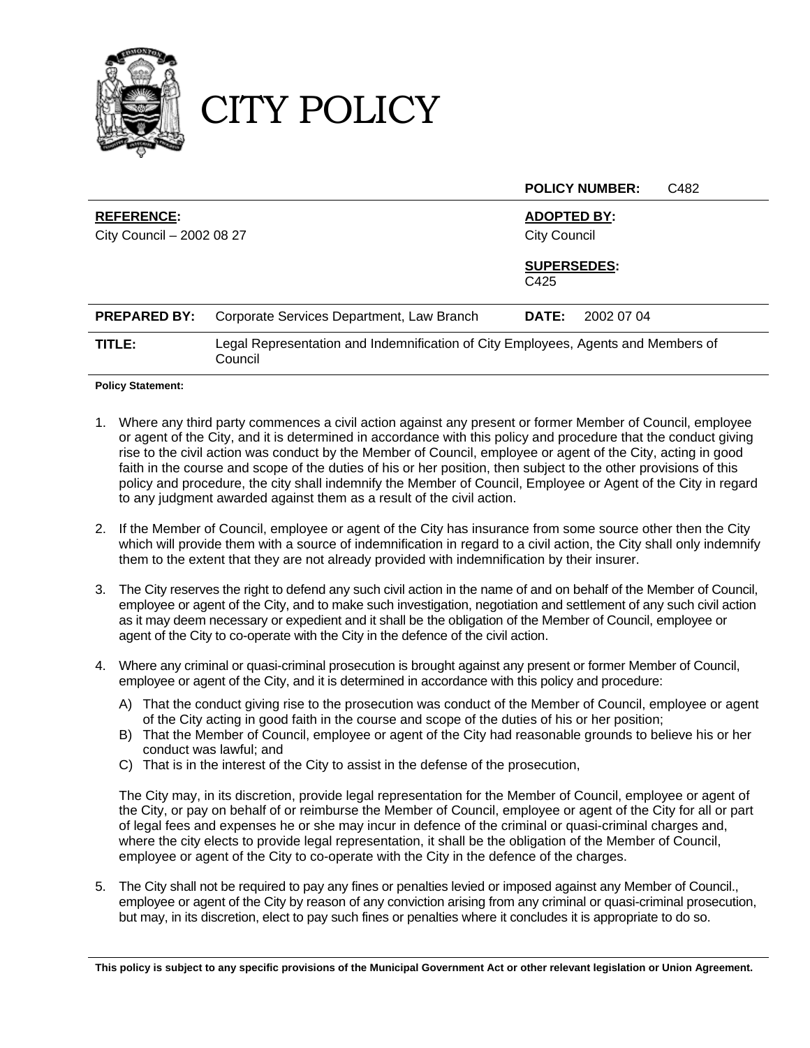# CITY POLICY

| | | | |
|---|---|---|---|
| | | **POLICY NUMBER:** | C482 |
| **REFERENCE:** City Council – 2002 08 27 | | **ADOPTED BY:** City Council **SUPERSEDES:** C425 | |
| **PREPARED BY:** | Corporate Services Department, Law Branch | **DATE:** | 2002 07 04 |
| **TITLE:** | Legal Representation and Indemnification of City Employees, Agents and Members of Council | | |

**Policy Statement:**

1. Where any third party commences a civil action against any present or former Member of Council, employee or agent of the City, and it is determined in accordance with this policy and procedure that the conduct giving rise to the civil action was conduct by the Member of Council, employee or agent of the City, acting in good faith in the course and scope of the duties of his or her position, then subject to the other provisions of this policy and procedure, the city shall indemnify the Member of Council, Employee or Agent of the City in regard to any judgment awarded against them as a result of the civil action.

2. If the Member of Council, employee or agent of the City has insurance from some source other then the City which will provide them with a source of indemnification in regard to a civil action, the City shall only indemnify them to the extent that they are not already provided with indemnification by their insurer.

3. The City reserves the right to defend any such civil action in the name of and on behalf of the Member of Council, employee or agent of the City, and to make such investigation, negotiation and settlement of any such civil action as it may deem necessary or expedient and it shall be the obligation of the Member of Council, employee or agent of the City to co-operate with the City in the defence of the civil action.

4. Where any criminal or quasi-criminal prosecution is brought against any present or former Member of Council, employee or agent of the City, and it is determined in accordance with this policy and procedure:

   A) That the conduct giving rise to the prosecution was conduct of the Member of Council, employee or agent of the City acting in good faith in the course and scope of the duties of his or her position;
   B) That the Member of Council, employee or agent of the City had reasonable grounds to believe his or her conduct was lawful; and
   C) That is in the interest of the City to assist in the defense of the prosecution,

   The City may, in its discretion, provide legal representation for the Member of Council, employee or agent of the City, or pay on behalf of or reimburse the Member of Council, employee or agent of the City for all or part of legal fees and expenses he or she may incur in defence of the criminal or quasi-criminal charges and, where the city elects to provide legal representation, it shall be the obligation of the Member of Council, employee or agent of the City to co-operate with the City in the defence of the charges.

5. The City shall not be required to pay any fines or penalties levied or imposed against any Member of Council., employee or agent of the City by reason of any conviction arising from any criminal or quasi-criminal prosecution, but may, in its discretion, elect to pay such fines or penalties where it concludes it is appropriate to do so.

**This policy is subject to any specific provisions of the Municipal Government Act or other relevant legislation or Union Agreement.**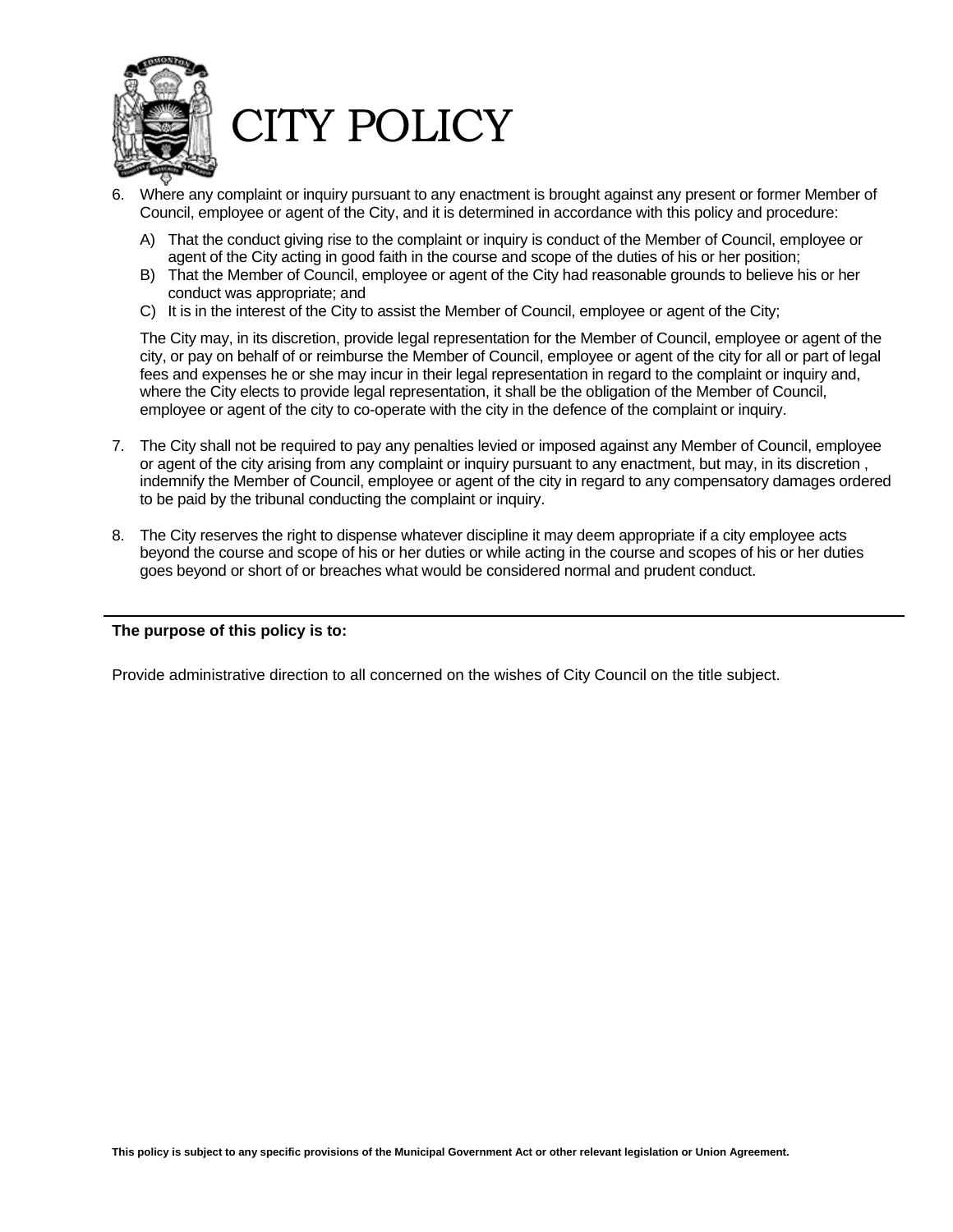# CITY POLICY

6. Where any complaint or inquiry pursuant to any enactment is brought against any present or former Member of Council, employee or agent of the City, and it is determined in accordance with this policy and procedure:

   A) That the conduct giving rise to the complaint or inquiry is conduct of the Member of Council, employee or agent of the City acting in good faith in the course and scope of the duties of his or her position;
   B) That the Member of Council, employee or agent of the City had reasonable grounds to believe his or her conduct was appropriate; and
   C) It is in the interest of the City to assist the Member of Council, employee or agent of the City;

   The City may, in its discretion, provide legal representation for the Member of Council, employee or agent of the city, or pay on behalf of or reimburse the Member of Council, employee or agent of the city for all or part of legal fees and expenses he or she may incur in their legal representation in regard to the complaint or inquiry and, where the City elects to provide legal representation, it shall be the obligation of the Member of Council, employee or agent of the city to co-operate with the city in the defence of the complaint or inquiry.

7. The City shall not be required to pay any penalties levied or imposed against any Member of Council, employee or agent of the city arising from any complaint or inquiry pursuant to any enactment, but may, in its discretion , indemnify the Member of Council, employee or agent of the city in regard to any compensatory damages ordered to be paid by the tribunal conducting the complaint or inquiry.

8. The City reserves the right to dispense whatever discipline it may deem appropriate if a city employee acts beyond the course and scope of his or her duties or while acting in the course and scopes of his or her duties goes beyond or short of or breaches what would be considered normal and prudent conduct.

---

**The purpose of this policy is to:**

Provide administrative direction to all concerned on the wishes of City Council on the title subject.

**This policy is subject to any specific provisions of the Municipal Government Act or other relevant legislation or Union Agreement.**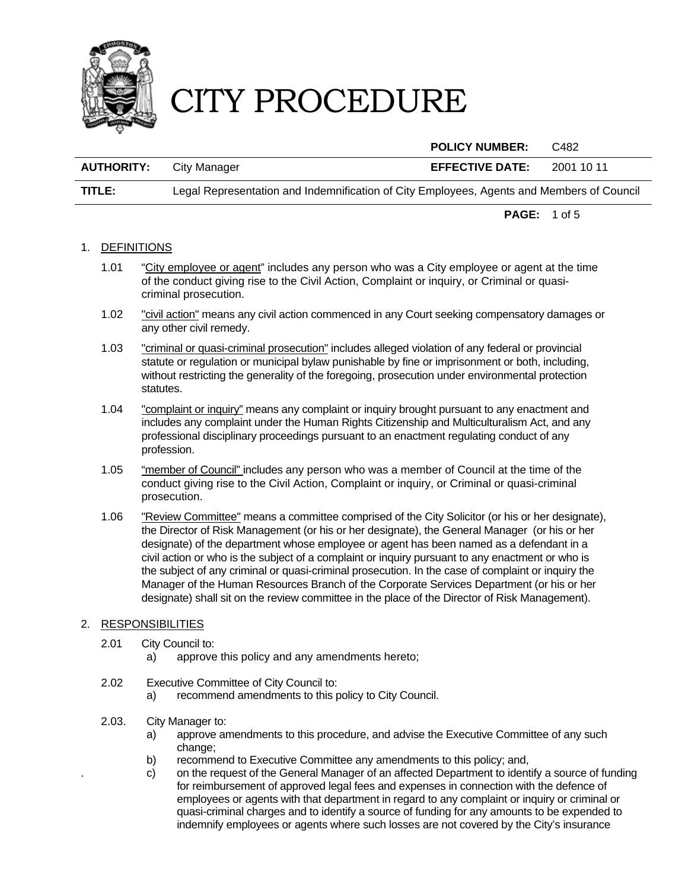# CITY PROCEDURE

| | | | |
|---|---|---|---|
| | | **POLICY NUMBER:** | C482 |
| **AUTHORITY:** | City Manager | **EFFECTIVE DATE:** | 2001 10 11 |
| **TITLE:** | Legal Representation and Indemnification of City Employees, Agents and Members of Council | | |

1. DEFINITIONS

   1.01 "City employee or agent" includes any person who was a City employee or agent at the time of the conduct giving rise to the Civil Action, Complaint or inquiry, or Criminal or quasi-criminal prosecution.

   1.02 "civil action" means any civil action commenced in any Court seeking compensatory damages or any other civil remedy.

   1.03 "criminal or quasi-criminal prosecution" includes alleged violation of any federal or provincial statute or regulation or municipal bylaw punishable by fine or imprisonment or both, including, without restricting the generality of the foregoing, prosecution under environmental protection statutes.

   1.04 "complaint or inquiry" means any complaint or inquiry brought pursuant to any enactment and includes any complaint under the Human Rights Citizenship and Multiculturalism Act, and any professional disciplinary proceedings pursuant to an enactment regulating conduct of any profession.

   1.05 "member of Council" includes any person who was a member of Council at the time of the conduct giving rise to the Civil Action, Complaint or inquiry, or Criminal or quasi-criminal prosecution.

   1.06 "Review Committee" means a committee comprised of the City Solicitor (or his or her designate), the Director of Risk Management (or his or her designate), the General Manager (or his or her designate) of the department whose employee or agent has been named as a defendant in a civil action or who is the subject of a complaint or inquiry pursuant to any enactment or who is the subject of any criminal or quasi-criminal prosecution. In the case of complaint or inquiry the Manager of the Human Resources Branch of the Corporate Services Department (or his or her designate) shall sit on the review committee in the place of the Director of Risk Management).

2. RESPONSIBILITIES

   2.01 City Council to:
   a) approve this policy and any amendments hereto;

   2.02 Executive Committee of City Council to:
   a) recommend amendments to this policy to City Council.

   2.03. City Manager to:
   a) approve amendments to this procedure, and advise the Executive Committee of any such change;
   b) recommend to Executive Committee any amendments to this policy; and,
   c) on the request of the General Manager of an affected Department to identify a source of funding for reimbursement of approved legal fees and expenses in connection with the defence of employees or agents with that department in regard to any complaint or inquiry or criminal or quasi-criminal charges and to identify a source of funding for any amounts to be expended to indemnify employees or agents where such losses are not covered by the City's insurance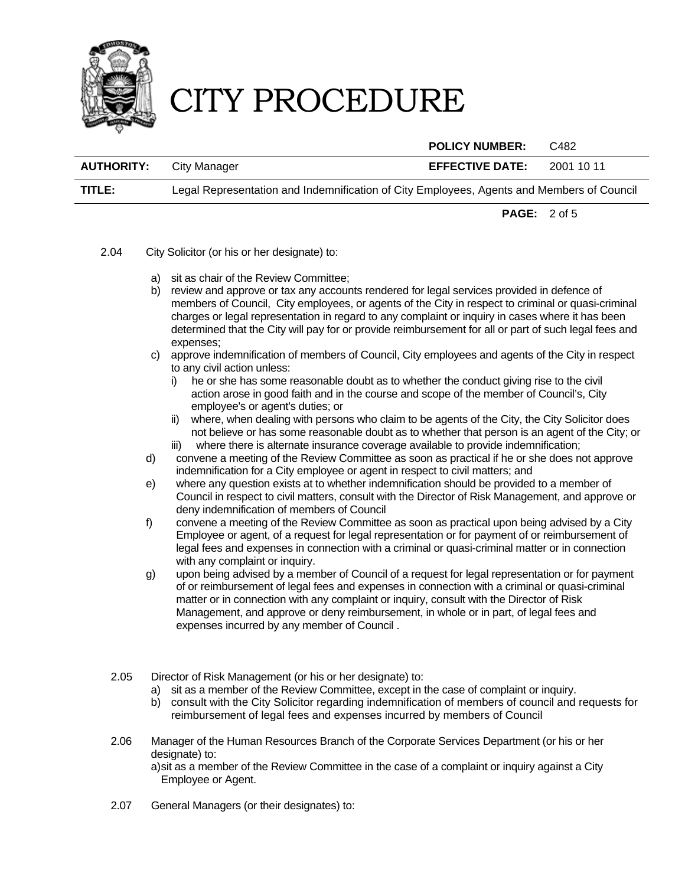2.04 City Solicitor (or his or her designate) to:

a) sit as chair of the Review Committee;
b) review and approve or tax any accounts rendered for legal services provided in defence of members of Council, City employees, or agents of the City in respect to criminal or quasi-criminal charges or legal representation in regard to any complaint or inquiry in cases where it has been determined that the City will pay for or provide reimbursement for all or part of such legal fees and expenses;
c) approve indemnification of members of Council, City employees and agents of the City in respect to any civil action unless:
   i) he or she has some reasonable doubt as to whether the conduct giving rise to the civil action arose in good faith and in the course and scope of the member of Council's, City employee's or agent's duties; or
   ii) where, when dealing with persons who claim to be agents of the City, the City Solicitor does not believe or has some reasonable doubt as to whether that person is an agent of the City; or
   iii) where there is alternate insurance coverage available to provide indemnification;
d) convene a meeting of the Review Committee as soon as practical if he or she does not approve indemnification for a City employee or agent in respect to civil matters; and
e) where any question exists at to whether indemnification should be provided to a member of Council in respect to civil matters, consult with the Director of Risk Management, and approve or deny indemnification of members of Council
f) convene a meeting of the Review Committee as soon as practical upon being advised by a City Employee or agent, of a request for legal representation or for payment of or reimbursement of legal fees and expenses in connection with a criminal or quasi-criminal matter or in connection with any complaint or inquiry.
g) upon being advised by a member of Council of a request for legal representation or for payment of or reimbursement of legal fees and expenses in connection with a criminal or quasi-criminal matter or in connection with any complaint or inquiry, consult with the Director of Risk Management, and approve or deny reimbursement, in whole or in part, of legal fees and expenses incurred by any member of Council .

2.05 Director of Risk Management (or his or her designate) to:

a) sit as a member of the Review Committee, except in the case of complaint or inquiry.
b) consult with the City Solicitor regarding indemnification of members of council and requests for reimbursement of legal fees and expenses incurred by members of Council

2.06 Manager of the Human Resources Branch of the Corporate Services Department (or his or her designate) to:

a) sit as a member of the Review Committee in the case of a complaint or inquiry against a City Employee or Agent.

2.07 General Managers (or their designates) to: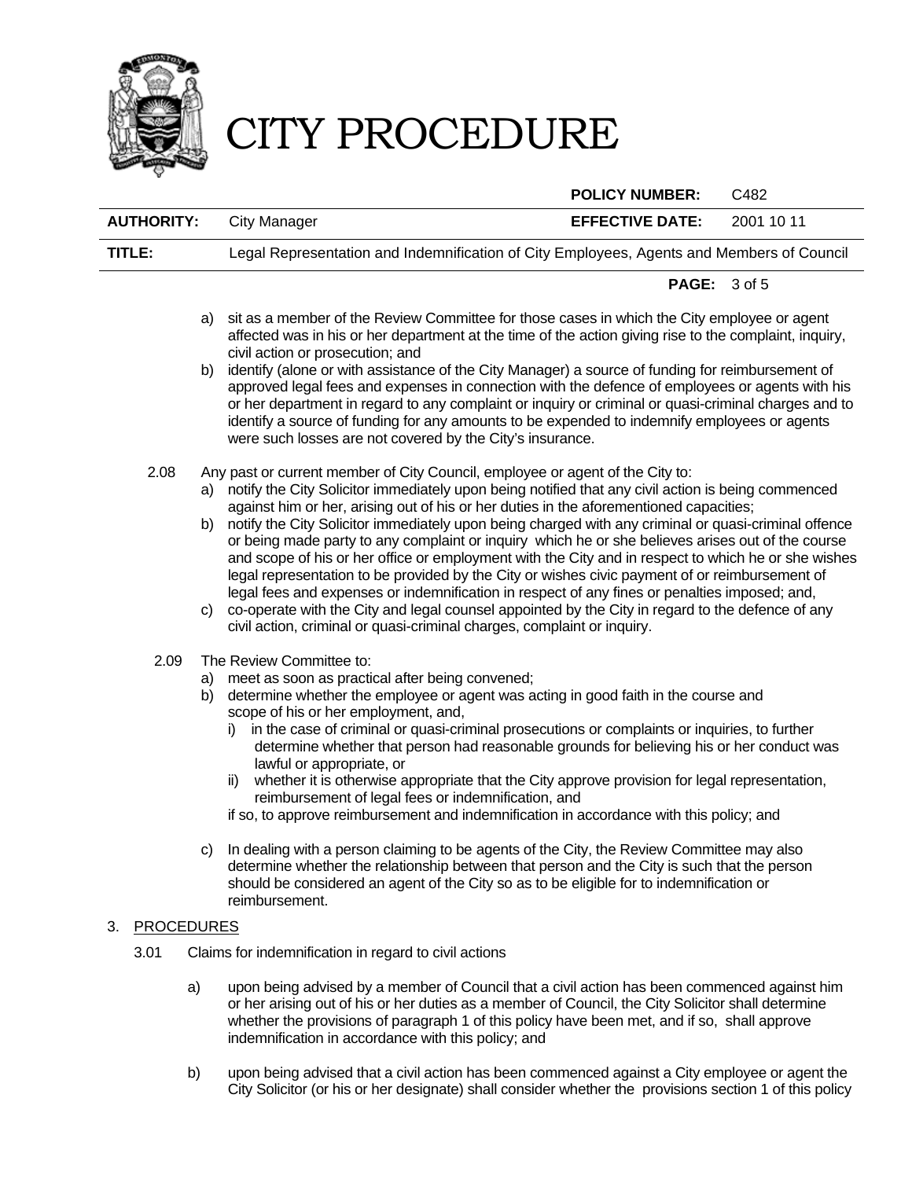a) sit as a member of the Review Committee for those cases in which the City employee or agent affected was in his or her department at the time of the action giving rise to the complaint, inquiry, civil action or prosecution; and

b) identify (alone or with assistance of the City Manager) a source of funding for reimbursement of approved legal fees and expenses in connection with the defence of employees or agents with his or her department in regard to any complaint or inquiry or criminal or quasi-criminal charges and to identify a source of funding for any amounts to be expended to indemnify employees or agents were such losses are not covered by the City's insurance.

2.08 Any past or current member of City Council, employee or agent of the City to:

a) notify the City Solicitor immediately upon being notified that any civil action is being commenced against him or her, arising out of his or her duties in the aforementioned capacities;

b) notify the City Solicitor immediately upon being charged with any criminal or quasi-criminal offence or being made party to any complaint or inquiry which he or she believes arises out of the course and scope of his or her office or employment with the City and in respect to which he or she wishes legal representation to be provided by the City or wishes civic payment of or reimbursement of legal fees and expenses or indemnification in respect of any fines or penalties imposed; and,

c) co-operate with the City and legal counsel appointed by the City in regard to the defence of any civil action, criminal or quasi-criminal charges, complaint or inquiry.

2.09 The Review Committee to:

a) meet as soon as practical after being convened;

b) determine whether the employee or agent was acting in good faith in the course and scope of his or her employment, and,

   i) in the case of criminal or quasi-criminal prosecutions or complaints or inquiries, to further determine whether that person had reasonable grounds for believing his or her conduct was lawful or appropriate, or

   ii) whether it is otherwise appropriate that the City approve provision for legal representation, reimbursement of legal fees or indemnification, and

   if so, to approve reimbursement and indemnification in accordance with this policy; and

c) In dealing with a person claiming to be agents of the City, the Review Committee may also determine whether the relationship between that person and the City is such that the person should be considered an agent of the City so as to be eligible for to indemnification or reimbursement.

## 3. PROCEDURES

3.01 Claims for indemnification in regard to civil actions

a) upon being advised by a member of Council that a civil action has been commenced against him or her arising out of his or her duties as a member of Council, the City Solicitor shall determine whether the provisions of paragraph 1 of this policy have been met, and if so, shall approve indemnification in accordance with this policy; and

b) upon being advised that a civil action has been commenced against a City employee or agent the City Solicitor (or his or her designate) shall consider whether the provisions section 1 of this policy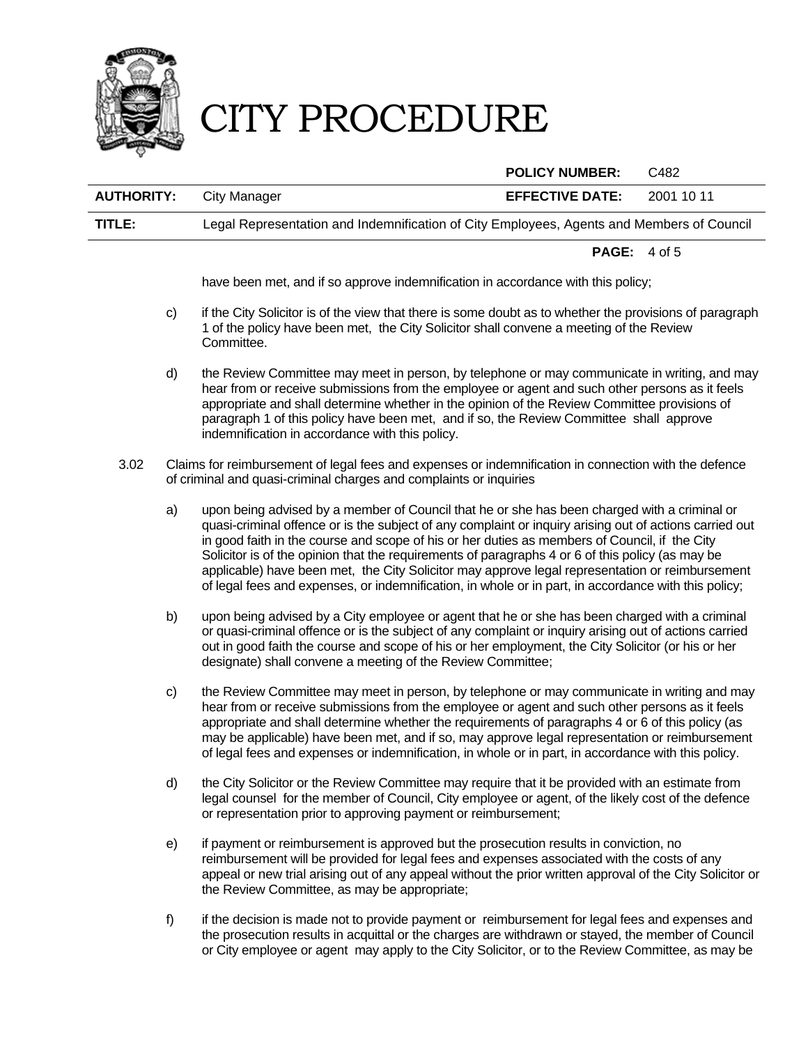have been met, and if so approve indemnification in accordance with this policy;

c) if the City Solicitor is of the view that there is some doubt as to whether the provisions of paragraph 1 of the policy have been met, the City Solicitor shall convene a meeting of the Review Committee.

d) the Review Committee may meet in person, by telephone or may communicate in writing, and may hear from or receive submissions from the employee or agent and such other persons as it feels appropriate and shall determine whether in the opinion of the Review Committee provisions of paragraph 1 of this policy have been met, and if so, the Review Committee shall approve indemnification in accordance with this policy.

3.02 Claims for reimbursement of legal fees and expenses or indemnification in connection with the defence of criminal and quasi-criminal charges and complaints or inquiries

a) upon being advised by a member of Council that he or she has been charged with a criminal or quasi-criminal offence or is the subject of any complaint or inquiry arising out of actions carried out in good faith in the course and scope of his or her duties as members of Council, if the City Solicitor is of the opinion that the requirements of paragraphs 4 or 6 of this policy (as may be applicable) have been met, the City Solicitor may approve legal representation or reimbursement of legal fees and expenses, or indemnification, in whole or in part, in accordance with this policy;

b) upon being advised by a City employee or agent that he or she has been charged with a criminal or quasi-criminal offence or is the subject of any complaint or inquiry arising out of actions carried out in good faith the course and scope of his or her employment, the City Solicitor (or his or her designate) shall convene a meeting of the Review Committee;

c) the Review Committee may meet in person, by telephone or may communicate in writing and may hear from or receive submissions from the employee or agent and such other persons as it feels appropriate and shall determine whether the requirements of paragraphs 4 or 6 of this policy (as may be applicable) have been met, and if so, may approve legal representation or reimbursement of legal fees and expenses or indemnification, in whole or in part, in accordance with this policy.

d) the City Solicitor or the Review Committee may require that it be provided with an estimate from legal counsel for the member of Council, City employee or agent, of the likely cost of the defence or representation prior to approving payment or reimbursement;

e) if payment or reimbursement is approved but the prosecution results in conviction, no reimbursement will be provided for legal fees and expenses associated with the costs of any appeal or new trial arising out of any appeal without the prior written approval of the City Solicitor or the Review Committee, as may be appropriate;

f) if the decision is made not to provide payment or reimbursement for legal fees and expenses and the prosecution results in acquittal or the charges are withdrawn or stayed, the member of Council or City employee or agent may apply to the City Solicitor, or to the Review Committee, as may be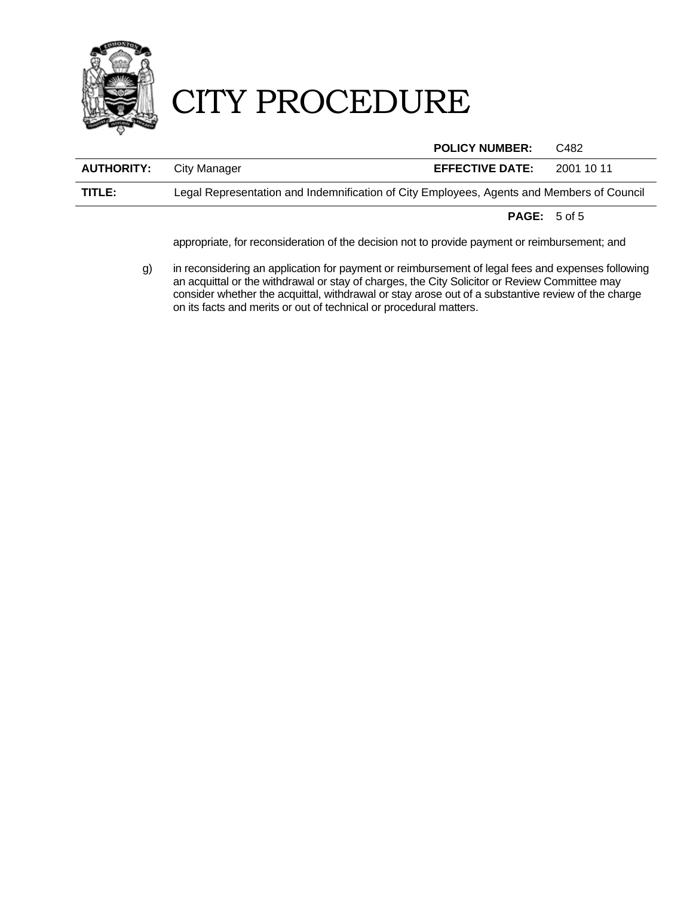appropriate, for reconsideration of the decision not to provide payment or reimbursement; and

g) in reconsidering an application for payment or reimbursement of legal fees and expenses following an acquittal or the withdrawal or stay of charges, the City Solicitor or Review Committee may consider whether the acquittal, withdrawal or stay arose out of a substantive review of the charge on its facts and merits or out of technical or procedural matters.